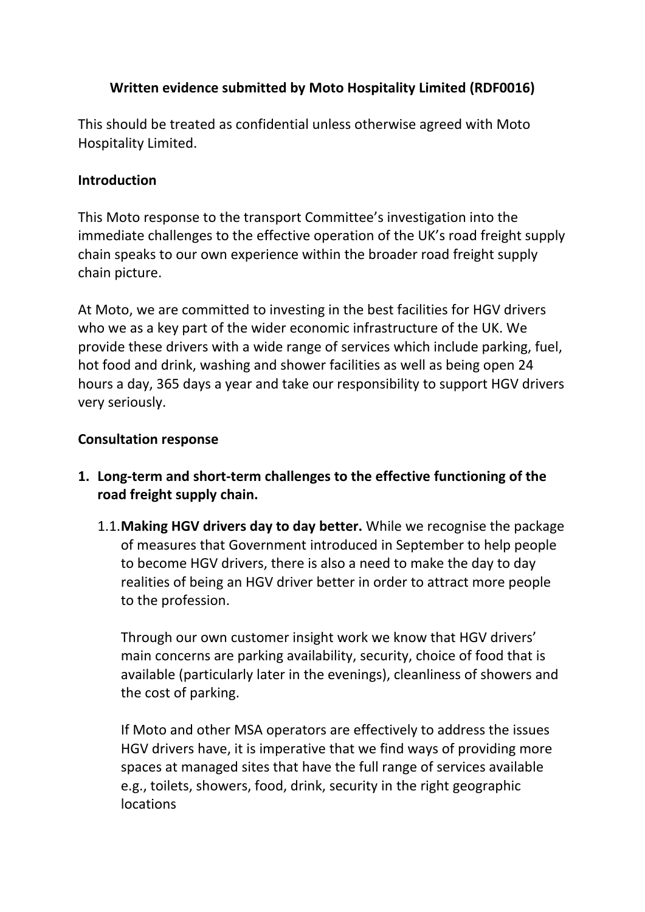**Written evidence submitted by Moto Hospitality Limited (RDF0016)**

This should be treated as confidential unless otherwise agreed with Moto Hospitality Limited.

**Introduction**

This Moto response to the transport Committee's investigation into the immediate challenges to the effective operation of the UK's road freight supply chain speaks to our own experience within the broader road freight supply chain picture.

At Moto, we are committed to investing in the best facilities for HGV drivers who we as a key part of the wider economic infrastructure of the UK. We provide these drivers with a wide range of services which include parking, fuel, hot food and drink, washing and shower facilities as well as being open 24 hours a day, 365 days a year and take our responsibility to support HGV drivers very seriously.

**Consultation response**

1. **Long-term and short-term challenges to the effective functioning of the road freight supply chain.**

   1.1. **Making HGV drivers day to day better.** While we recognise the package of measures that Government introduced in September to help people to become HGV drivers, there is also a need to make the day to day realities of being an HGV driver better in order to attract more people to the profession.

   Through our own customer insight work we know that HGV drivers' main concerns are parking availability, security, choice of food that is available (particularly later in the evenings), cleanliness of showers and the cost of parking.

   If Moto and other MSA operators are effectively to address the issues HGV drivers have, it is imperative that we find ways of providing more spaces at managed sites that have the full range of services available e.g., toilets, showers, food, drink, security in the right geographic locations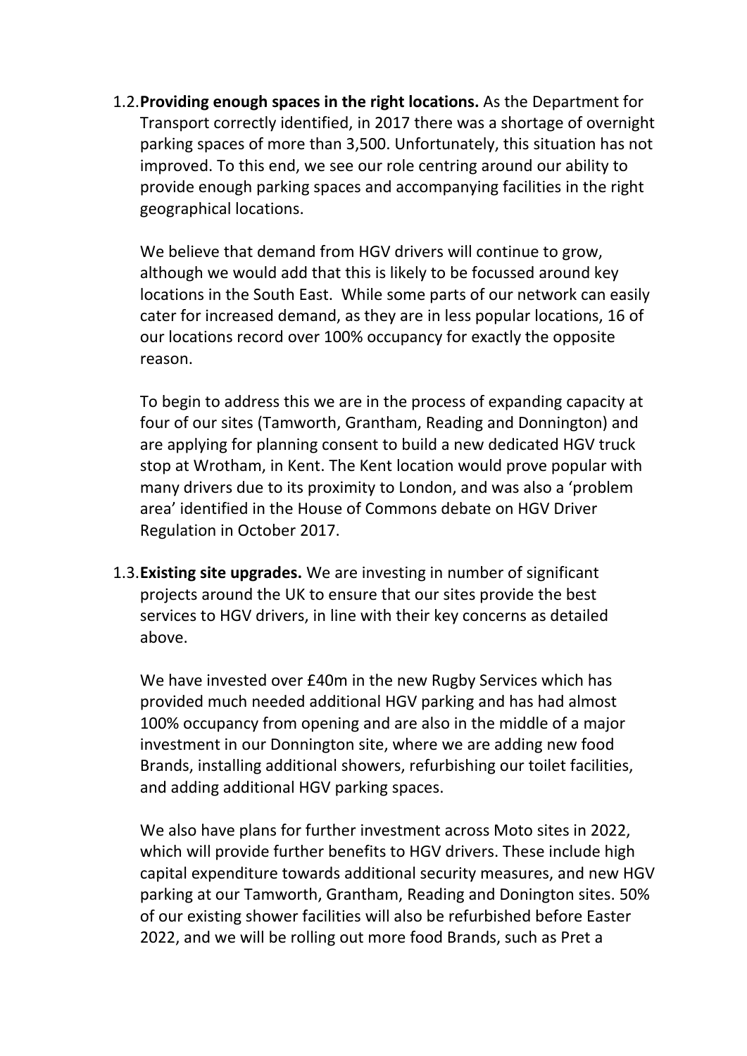1.2. **Providing enough spaces in the right locations.** As the Department for Transport correctly identified, in 2017 there was a shortage of overnight parking spaces of more than 3,500. Unfortunately, this situation has not improved. To this end, we see our role centring around our ability to provide enough parking spaces and accompanying facilities in the right geographical locations.

   We believe that demand from HGV drivers will continue to grow, although we would add that this is likely to be focussed around key locations in the South East. While some parts of our network can easily cater for increased demand, as they are in less popular locations, 16 of our locations record over 100% occupancy for exactly the opposite reason.

   To begin to address this we are in the process of expanding capacity at four of our sites (Tamworth, Grantham, Reading and Donnington) and are applying for planning consent to build a new dedicated HGV truck stop at Wrotham, in Kent. The Kent location would prove popular with many drivers due to its proximity to London, and was also a 'problem area' identified in the House of Commons debate on HGV Driver Regulation in October 2017.

1.3. **Existing site upgrades.** We are investing in number of significant projects around the UK to ensure that our sites provide the best services to HGV drivers, in line with their key concerns as detailed above.

   We have invested over £40m in the new Rugby Services which has provided much needed additional HGV parking and has had almost 100% occupancy from opening and are also in the middle of a major investment in our Donnington site, where we are adding new food Brands, installing additional showers, refurbishing our toilet facilities, and adding additional HGV parking spaces.

   We also have plans for further investment across Moto sites in 2022, which will provide further benefits to HGV drivers. These include high capital expenditure towards additional security measures, and new HGV parking at our Tamworth, Grantham, Reading and Donington sites. 50% of our existing shower facilities will also be refurbished before Easter 2022, and we will be rolling out more food Brands, such as Pret a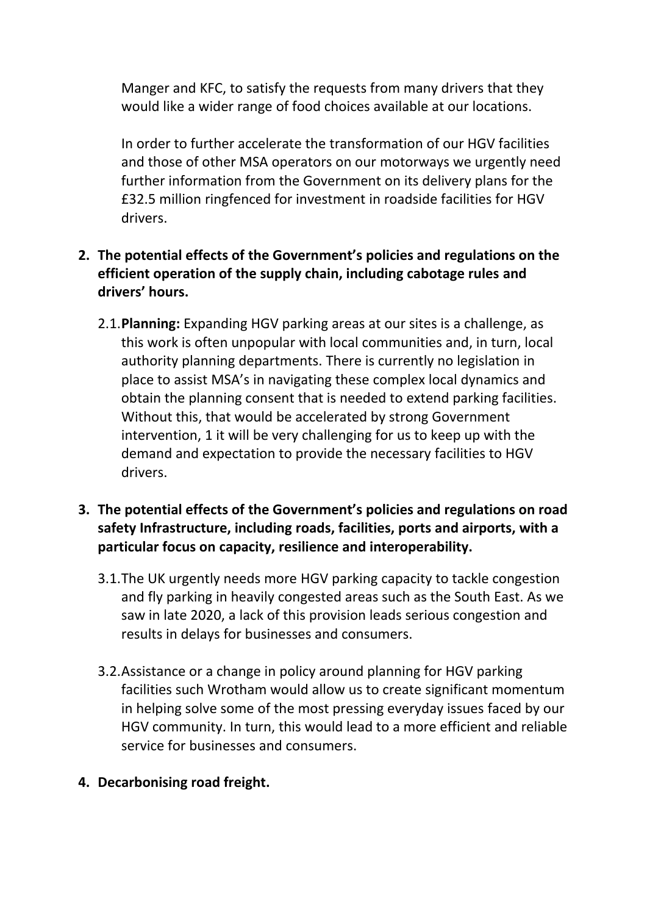Manger and KFC, to satisfy the requests from many drivers that they would like a wider range of food choices available at our locations.

In order to further accelerate the transformation of our HGV facilities and those of other MSA operators on our motorways we urgently need further information from the Government on its delivery plans for the £32.5 million ringfenced for investment in roadside facilities for HGV drivers.

**2. The potential effects of the Government's policies and regulations on the efficient operation of the supply chain, including cabotage rules and drivers' hours.**

2.1. **Planning:** Expanding HGV parking areas at our sites is a challenge, as this work is often unpopular with local communities and, in turn, local authority planning departments. There is currently no legislation in place to assist MSA's in navigating these complex local dynamics and obtain the planning consent that is needed to extend parking facilities. Without this, that would be accelerated by strong Government intervention, 1 it will be very challenging for us to keep up with the demand and expectation to provide the necessary facilities to HGV drivers.

**3. The potential effects of the Government's policies and regulations on road safety Infrastructure, including roads, facilities, ports and airports, with a particular focus on capacity, resilience and interoperability.**

3.1. The UK urgently needs more HGV parking capacity to tackle congestion and fly parking in heavily congested areas such as the South East. As we saw in late 2020, a lack of this provision leads serious congestion and results in delays for businesses and consumers.

3.2. Assistance or a change in policy around planning for HGV parking facilities such Wrotham would allow us to create significant momentum in helping solve some of the most pressing everyday issues faced by our HGV community. In turn, this would lead to a more efficient and reliable service for businesses and consumers.

**4. Decarbonising road freight.**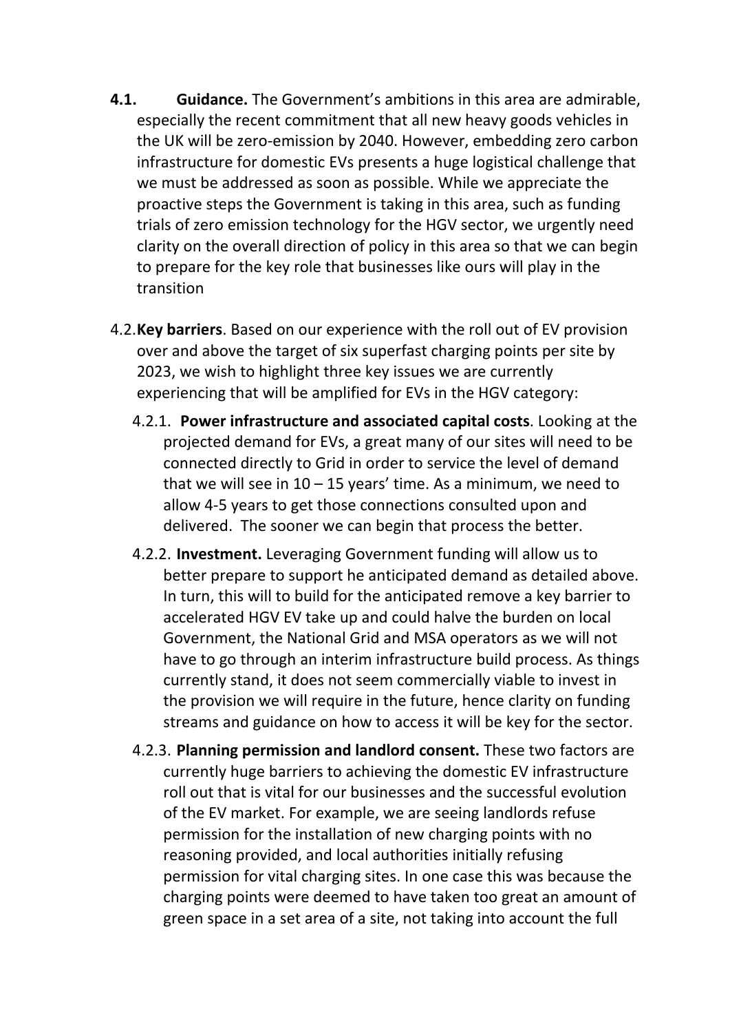**4.1.** **Guidance.** The Government's ambitions in this area are admirable, especially the recent commitment that all new heavy goods vehicles in the UK will be zero-emission by 2040. However, embedding zero carbon infrastructure for domestic EVs presents a huge logistical challenge that we must be addressed as soon as possible. While we appreciate the proactive steps the Government is taking in this area, such as funding trials of zero emission technology for the HGV sector, we urgently need clarity on the overall direction of policy in this area so that we can begin to prepare for the key role that businesses like ours will play in the transition

4.2. **Key barriers**. Based on our experience with the roll out of EV provision over and above the target of six superfast charging points per site by 2023, we wish to highlight three key issues we are currently experiencing that will be amplified for EVs in the HGV category:

4.2.1. **Power infrastructure and associated capital costs**. Looking at the projected demand for EVs, a great many of our sites will need to be connected directly to Grid in order to service the level of demand that we will see in 10 – 15 years' time. As a minimum, we need to allow 4-5 years to get those connections consulted upon and delivered. The sooner we can begin that process the better.

4.2.2. **Investment.** Leveraging Government funding will allow us to better prepare to support he anticipated demand as detailed above. In turn, this will to build for the anticipated remove a key barrier to accelerated HGV EV take up and could halve the burden on local Government, the National Grid and MSA operators as we will not have to go through an interim infrastructure build process. As things currently stand, it does not seem commercially viable to invest in the provision we will require in the future, hence clarity on funding streams and guidance on how to access it will be key for the sector.

4.2.3. **Planning permission and landlord consent.** These two factors are currently huge barriers to achieving the domestic EV infrastructure roll out that is vital for our businesses and the successful evolution of the EV market. For example, we are seeing landlords refuse permission for the installation of new charging points with no reasoning provided, and local authorities initially refusing permission for vital charging sites. In one case this was because the charging points were deemed to have taken too great an amount of green space in a set area of a site, not taking into account the full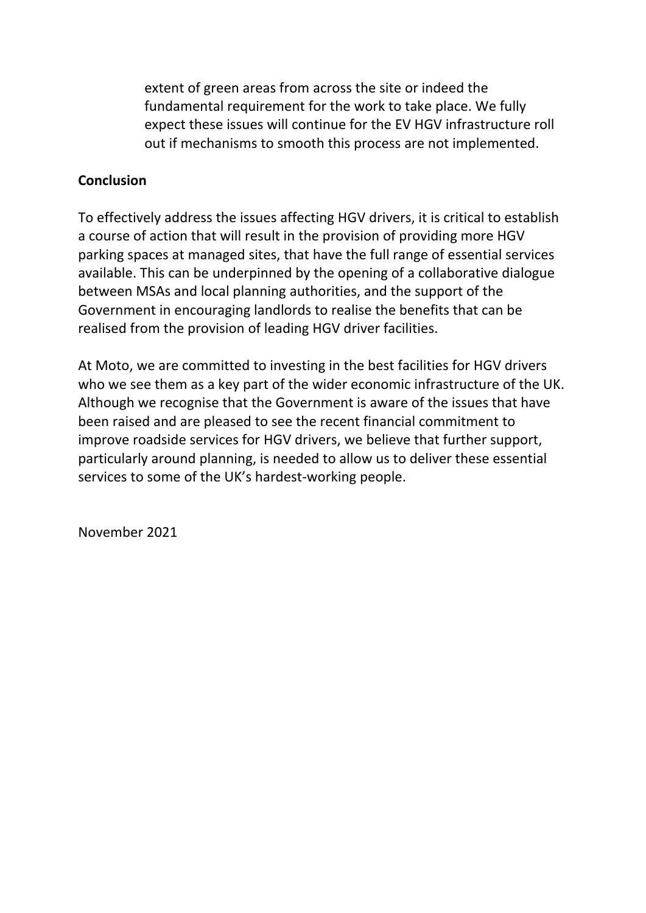extent of green areas from across the site or indeed the fundamental requirement for the work to take place. We fully expect these issues will continue for the EV HGV infrastructure roll out if mechanisms to smooth this process are not implemented.

**Conclusion**

To effectively address the issues affecting HGV drivers, it is critical to establish a course of action that will result in the provision of providing more HGV parking spaces at managed sites, that have the full range of essential services available. This can be underpinned by the opening of a collaborative dialogue between MSAs and local planning authorities, and the support of the Government in encouraging landlords to realise the benefits that can be realised from the provision of leading HGV driver facilities.

At Moto, we are committed to investing in the best facilities for HGV drivers who we see them as a key part of the wider economic infrastructure of the UK. Although we recognise that the Government is aware of the issues that have been raised and are pleased to see the recent financial commitment to improve roadside services for HGV drivers, we believe that further support, particularly around planning, is needed to allow us to deliver these essential services to some of the UK's hardest-working people.

November 2021